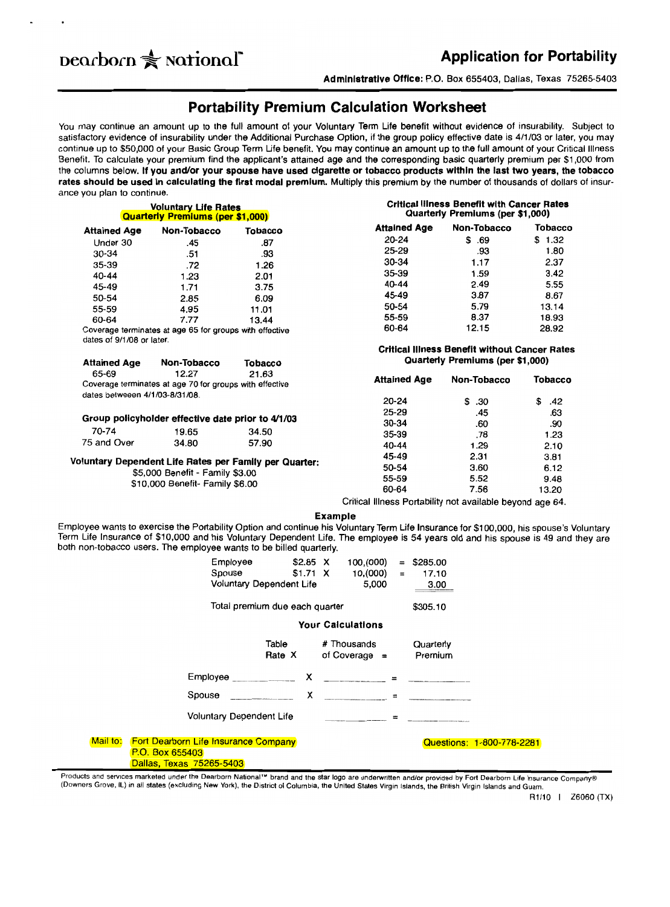Dearborn National™

## Application for Portability

**Administrative Office:** P.O. Box 655403, Dallas, Texas 75265-5403

# Portability Premium Calculation Worksheet

You may continue an amount up to the full amount of your Voluntary Term Life benefit without evidence of insurability. Subject to satisfactory evidence of insurability under the Additional Purchase Option, if the group policy effective date is 4/1/03 or later, you may continue up to $50,000 of your Basic Group Term Life benefit. You may continue an amount up to the full amount of your Critical Illness Benefit. To calculate your premium find the applicant's attained age and the corresponding basic quarterly premium per $1,000 from the columns below. **If you and/or your spouse have used cigarette or tobacco products within the last two years, the tobacco rates should be used in calculating the first modal premium.** Multiply this premium by the number of thousands of dollars of insurance you plan to continue.

### Voluntary Life Rates
### Quarterly Premiums (per $1,000)

| Attained Age | Non-Tobacco | Tobacco |
|---|---|---|
| Under 30 | .45 | .87 |
| 30-34 | .51 | .93 |
| 35-39 | .72 | 1.26 |
| 40-44 | 1.23 | 2.01 |
| 45-49 | 1.71 | 3.75 |
| 50-54 | 2.85 | 6.09 |
| 55-59 | 4.95 | 11.01 |
| 60-64 | 7.77 | 13.44 |

Coverage terminates at age 65 for groups with effective dates of 9/1/08 or later.

| Attained Age | Non-Tobacco | Tobacco |
|---|---|---|
| 65-69 | 12.27 | 21.63 |

Coverage terminates at age 70 for groups with effective dates betweeen 4/1/03-8/31/08.

**Group policyholder effective date prior to 4/1/03**

| Attained Age | Non-Tobacco | Tobacco |
|---|---|---|
| 70-74 | 19.65 | 34.50 |
| 75 and Over | 34.80 | 57.90 |

**Voluntary Dependent Life Rates per Family per Quarter:**

$5,000 Benefit - Family $3.00
$10,000 Benefit- Family $6.00

### Critical Illness Benefit with Cancer Rates
### Quarterly Premiums (per $1,000)

| Attained Age | Non-Tobacco | Tobacco |
|---|---|---|
| 20-24 | $ .69 | $ 1.32 |
| 25-29 | .93 | 1.80 |
| 30-34 | 1.17 | 2.37 |
| 35-39 | 1.59 | 3.42 |
| 40-44 | 2.49 | 5.55 |
| 45-49 | 3.87 | 8.67 |
| 50-54 | 5.79 | 13.14 |
| 55-59 | 8.37 | 18.93 |
| 60-64 | 12.15 | 28.92 |

### Critical Illness Benefit without Cancer Rates
### Quarterly Premiums (per $1,000)

| Attained Age | Non-Tobacco | Tobacco |
|---|---|---|
| 20-24 | $ .30 | $ .42 |
| 25-29 | .45 | .63 |
| 30-34 | .60 | .90 |
| 35-39 | .78 | 1.23 |
| 40-44 | 1.29 | 2.10 |
| 45-49 | 2.31 | 3.81 |
| 50-54 | 3.60 | 6.12 |
| 55-59 | 5.52 | 9.48 |
| 60-64 | 7.56 | 13.20 |

Critical Illness Portability not available beyond age 64.

### Example

Employee wants to exercise the Portability Option and continue his Voluntary Term Life Insurance for $100,000, his spouse's Voluntary Term Life Insurance of $10,000 and his Voluntary Dependent Life. The employee is 54 years old and his spouse is 49 and they are both non-tobacco users. The employee wants to be billed quarterly.

| | Rate | | # Thousands | | Premium |
|---|---|---|---|---|---|
| Employee | $2.85 | X | 100,(000) | = | $285.00 |
| Spouse | $1.71 | X | 10,(000) | = | 17.10 |
| Voluntary Dependent Life | | | 5,000 | | 3.00 |

Total premium due each quarter $305.10

### Your Calculations

| | Table Rate | X | # Thousands of Coverage | = | Quarterly Premium |
|---|---|---|---|---|---|
| Employee | ________ | X | ________ | = | ________ |
| Spouse | ________ | X | ________ | = | ________ |
| Voluntary Dependent Life | | | ________ | = | ________ |

Mail to: Fort Dearborn Life Insurance Company
P.O. Box 655403
Dallas, Texas 75265-5403

Questions: 1-800-778-2281

Products and services marketed under the Dearborn National™ brand and the star logo are underwritten and/or provided by Fort Dearborn Life Insurance Company® (Downers Grove, IL) in all states (excluding New York), the District of Columbia, the United States Virgin Islands, the British Virgin Islands and Guam.

R1/10 | Z6060 (TX)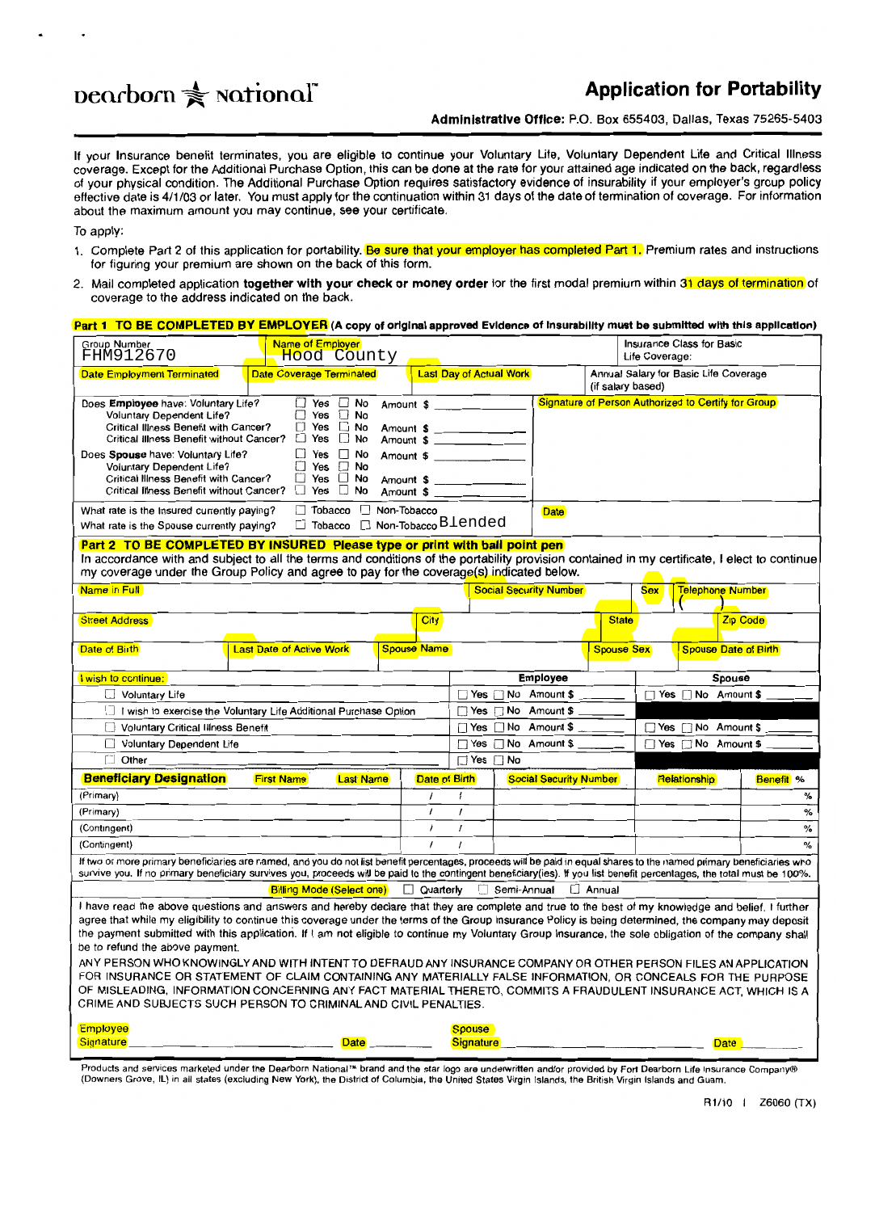dearborn national™

# Application for Portability

**Administrative Office:** P.O. Box 655403, Dallas, Texas 75265-5403

If your Insurance benefit terminates, you are eligible to continue your Voluntary Life, Voluntary Dependent Life and Critical Illness coverage. Except for the Additional Purchase Option, this can be done at the rate for your attained age indicated on the back, regardless of your physical condition. The Additional Purchase Option requires satisfactory evidence of insurability if your employer's group policy effective date is 4/1/03 or later. You must apply for the continuation within 31 days of the date of termination of coverage. For information about the maximum amount you may continue, see your certificate.

To apply:

1. Complete Part 2 of this application for portability. Be sure that your employer has completed Part 1. Premium rates and instructions for figuring your premium are shown on the back of this form.
2. Mail completed application **together with your check or money order** for the first modal premium within 31 days of termination of coverage to the address indicated on the back.

## Part 1 TO BE COMPLETED BY EMPLOYER (A copy of original approved Evidence of Insurability must be submitted with this application)

| Group Number | Name of Employer | | Insurance Class for Basic Life Coverage: |
|---|---|---|---|
| FHM912670 | Hood County | | |
| Date Employment Terminated | Date Coverage Terminated | Last Day of Actual Work | Annual Salary for Basic Life Coverage (if salary based) |
| | | | |

Does **Employee** have: Voluntary Life? ☐ Yes ☐ No Amount $ \_\_\_\_\_\_\_\_
Voluntary Dependent Life? ☐ Yes ☐ No
Critical Illness Benefit with Cancer? ☐ Yes ☐ No Amount $ \_\_\_\_\_\_\_\_
Critical Illness Benefit without Cancer? ☐ Yes ☐ No Amount $ \_\_\_\_\_\_\_\_

Does **Spouse** have: Voluntary Life? ☐ Yes ☐ No Amount $ \_\_\_\_\_\_\_\_
Voluntary Dependent Life? ☐ Yes ☐ No
Critical Illness Benefit with Cancer? ☐ Yes ☐ No Amount $ \_\_\_\_\_\_\_\_
Critical Illness Benefit without Cancer? ☐ Yes ☐ No Amount $ \_\_\_\_\_\_\_\_

Signature of Person Authorized to Certify for Group \_\_\_\_\_\_\_\_

What rate is the Insured currently paying? ☐ Tobacco ☐ Non-Tobacco
What rate is the Spouse currently paying? ☐ Tobacco ☐ Non-Tobacco Blended

Date \_\_\_\_\_\_\_\_

## Part 2 TO BE COMPLETED BY INSURED Please type or print with ball point pen

In accordance with and subject to all the terms and conditions of the portability provision contained in my certificate, I elect to continue my coverage under the Group Policy and agree to pay for the coverage(s) indicated below.

| Name in Full | | Social Security Number | Sex | Telephone Number |
|---|---|---|---|---|
| | | | | ( ) |
| **Street Address** | **City** | **State** | | **Zip Code** |
| | | | | |
| **Date of Birth** | **Last Date of Active Work** | **Spouse Name** | **Spouse Sex** | **Spouse Date of Birth** |
| | | | | |

| I wish to continue: | Employee | Spouse |
|---|---|---|
| ☐ Voluntary Life | ☐ Yes ☐ No Amount $ \_\_\_\_ | ☐ Yes ☐ No Amount $ \_\_\_\_ |
| ☐ I wish to exercise the Voluntary Life Additional Purchase Option | ☐ Yes ☐ No Amount $ \_\_\_\_ | |
| ☐ Voluntary Critical Illness Benefit | ☐ Yes ☐ No Amount $ \_\_\_\_ | ☐ Yes ☐ No Amount $ \_\_\_\_ |
| ☐ Voluntary Dependent Life | ☐ Yes ☐ No Amount $ \_\_\_\_ | ☐ Yes ☐ No Amount $ \_\_\_\_ |
| ☐ Other | ☐ Yes ☐ No | |

| Beneficiary Designation | First Name | Last Name | Date of Birth | Social Security Number | Relationship | Benefit % |
|---|---|---|---|---|---|---|
| (Primary) | | | / / | | | % |
| (Primary) | | | / / | | | % |
| (Contingent) | | | / / | | | % |
| (Contingent) | | | / / | | | % |

If two or more primary beneficiaries are named, and you do not list benefit percentages, proceeds will be paid in equal shares to the named primary beneficiaries who survive you. If no primary beneficiary survives you, proceeds will be paid to the contingent beneficiary(ies). If you list benefit percentages, the total must be 100%.

Billing Mode (Select one) ☐ Quarterly ☐ Semi-Annual ☐ Annual

I have read the above questions and answers and hereby declare that they are complete and true to the best of my knowledge and belief. I further agree that while my eligibility to continue this coverage under the terms of the Group Insurance Policy is being determined, the company may deposit the payment submitted with this application. If I am not eligible to continue my Voluntary Group Insurance, the sole obligation of the company shall be to refund the above payment.

ANY PERSON WHO KNOWINGLY AND WITH INTENT TO DEFRAUD ANY INSURANCE COMPANY OR OTHER PERSON FILES AN APPLICATION FOR INSURANCE OR STATEMENT OF CLAIM CONTAINING ANY MATERIALLY FALSE INFORMATION, OR CONCEALS FOR THE PURPOSE OF MISLEADING, INFORMATION CONCERNING ANY FACT MATERIAL THERETO, COMMITS A FRAUDULENT INSURANCE ACT, WHICH IS A CRIME AND SUBJECTS SUCH PERSON TO CRIMINAL AND CIVIL PENALTIES.

Employee Signature \_\_\_\_\_\_\_\_\_\_\_\_ Date \_\_\_\_\_\_ Spouse Signature \_\_\_\_\_\_\_\_\_\_\_\_ Date \_\_\_\_\_\_

Products and services marketed under the Dearborn National™ brand and the star logo are underwritten and/or provided by Fort Dearborn Life Insurance Company® (Downers Grove, IL) in all states (excluding New York), the District of Columbia, the United States Virgin Islands, the British Virgin Islands and Guam.

R1/10 | Z6060 (TX)